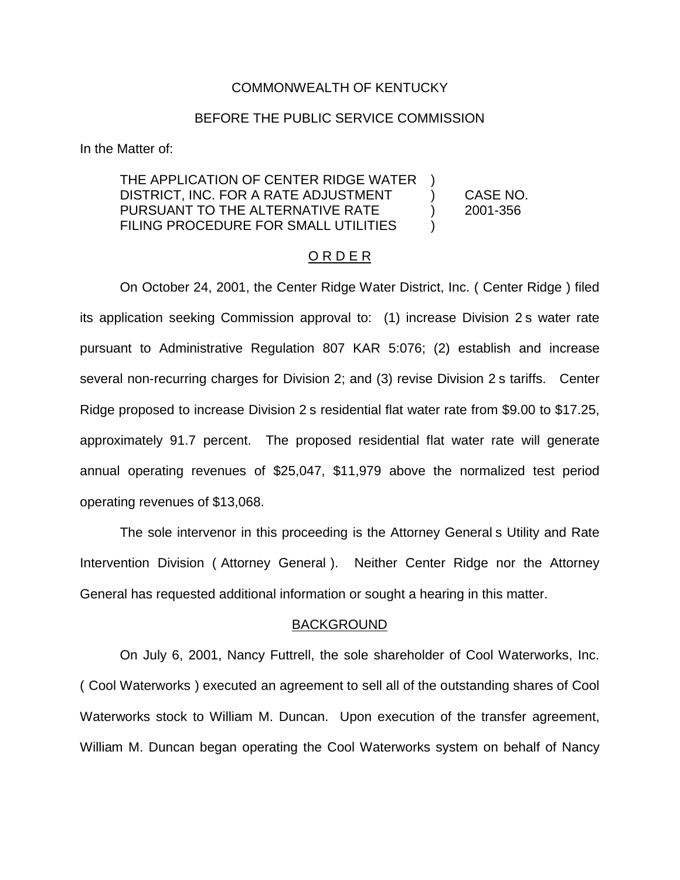COMMONWEALTH OF KENTUCKY

BEFORE THE PUBLIC SERVICE COMMISSION

In the Matter of:

| | | |
|---|---|---|
| THE APPLICATION OF CENTER RIDGE WATER DISTRICT, INC. FOR A RATE ADJUSTMENT PURSUANT TO THE ALTERNATIVE RATE FILING PROCEDURE FOR SMALL UTILITIES | ) ) ) ) | CASE NO. 2001-356 |

## O R D E R

On October 24, 2001, the Center Ridge Water District, Inc. ( Center Ridge ) filed its application seeking Commission approval to: (1) increase Division 2 s water rate pursuant to Administrative Regulation 807 KAR 5:076; (2) establish and increase several non-recurring charges for Division 2; and (3) revise Division 2 s tariffs. Center Ridge proposed to increase Division 2 s residential flat water rate from $9.00 to $17.25, approximately 91.7 percent. The proposed residential flat water rate will generate annual operating revenues of $25,047, $11,979 above the normalized test period operating revenues of $13,068.

The sole intervenor in this proceeding is the Attorney General s Utility and Rate Intervention Division ( Attorney General ). Neither Center Ridge nor the Attorney General has requested additional information or sought a hearing in this matter.

## BACKGROUND

On July 6, 2001, Nancy Futtrell, the sole shareholder of Cool Waterworks, Inc. ( Cool Waterworks ) executed an agreement to sell all of the outstanding shares of Cool Waterworks stock to William M. Duncan. Upon execution of the transfer agreement, William M. Duncan began operating the Cool Waterworks system on behalf of Nancy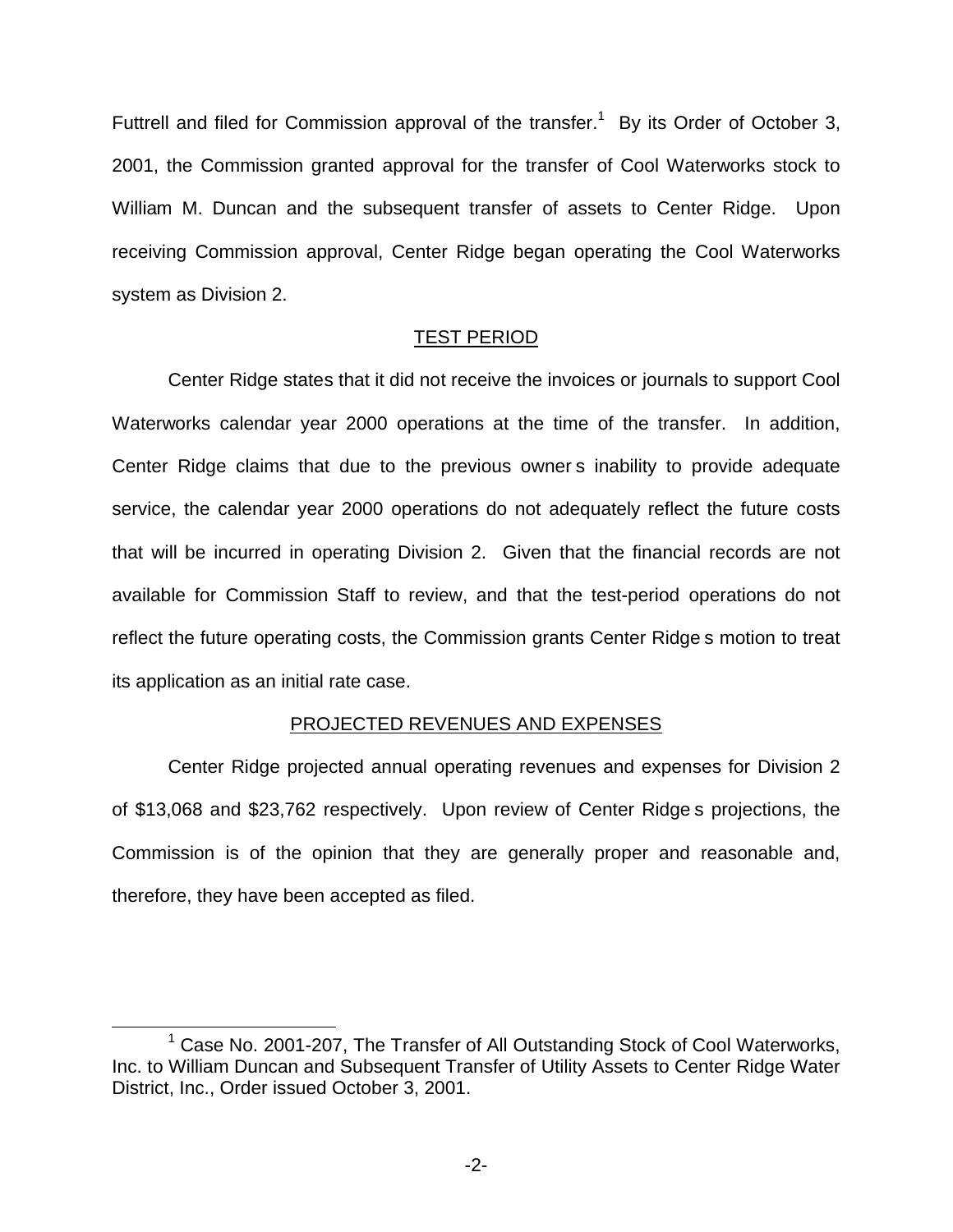Futtrell and filed for Commission approval of the transfer.[1] By its Order of October 3, 2001, the Commission granted approval for the transfer of Cool Waterworks stock to William M. Duncan and the subsequent transfer of assets to Center Ridge. Upon receiving Commission approval, Center Ridge began operating the Cool Waterworks system as Division 2.

## TEST PERIOD

Center Ridge states that it did not receive the invoices or journals to support Cool Waterworks calendar year 2000 operations at the time of the transfer. In addition, Center Ridge claims that due to the previous owner s inability to provide adequate service, the calendar year 2000 operations do not adequately reflect the future costs that will be incurred in operating Division 2. Given that the financial records are not available for Commission Staff to review, and that the test-period operations do not reflect the future operating costs, the Commission grants Center Ridge s motion to treat its application as an initial rate case.

## PROJECTED REVENUES AND EXPENSES

Center Ridge projected annual operating revenues and expenses for Division 2 of $13,068 and $23,762 respectively. Upon review of Center Ridge s projections, the Commission is of the opinion that they are generally proper and reasonable and, therefore, they have been accepted as filed.

---

[1] Case No. 2001-207, The Transfer of All Outstanding Stock of Cool Waterworks, Inc. to William Duncan and Subsequent Transfer of Utility Assets to Center Ridge Water District, Inc., Order issued October 3, 2001.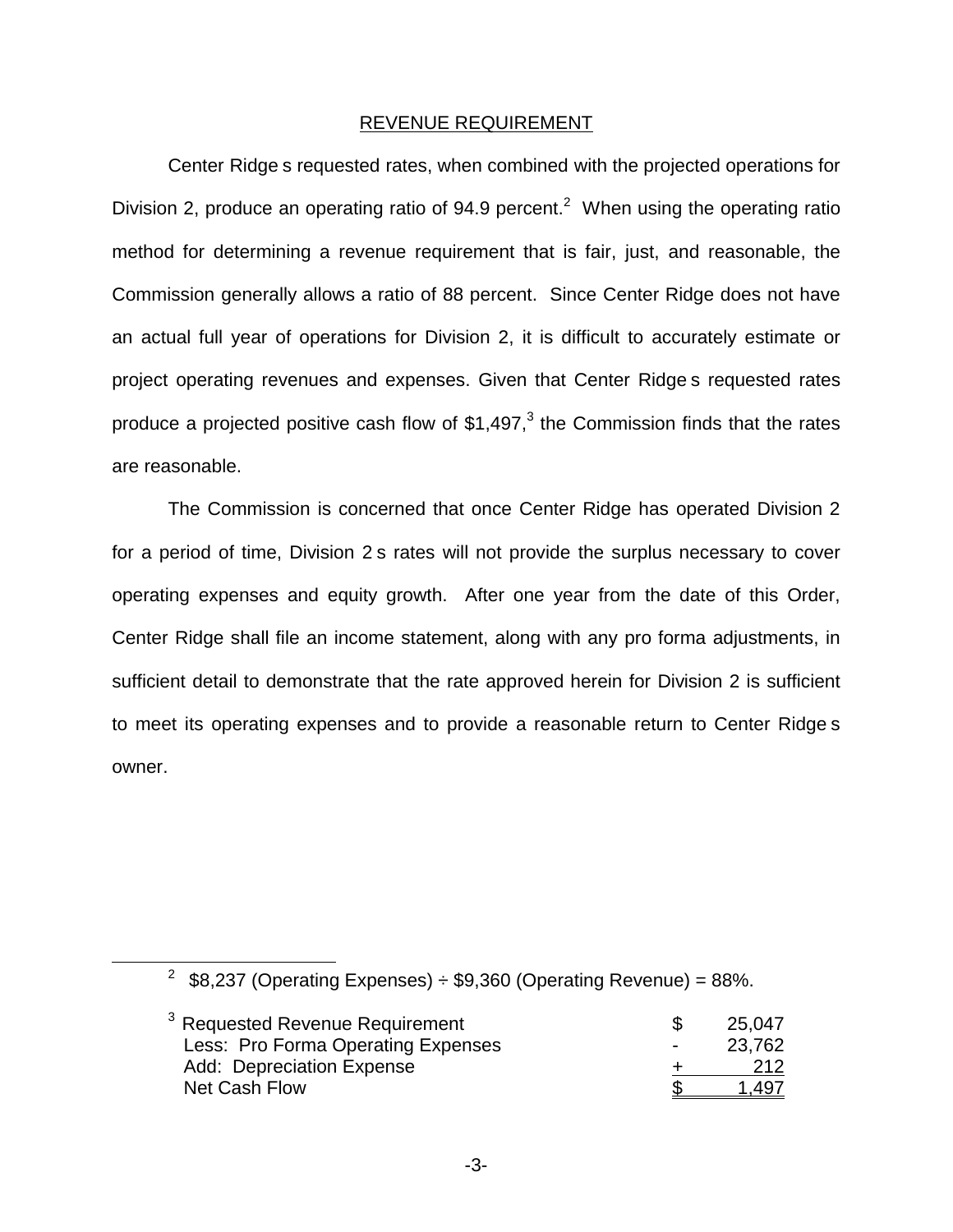## REVENUE REQUIREMENT

Center Ridge s requested rates, when combined with the projected operations for Division 2, produce an operating ratio of 94.9 percent.[2] When using the operating ratio method for determining a revenue requirement that is fair, just, and reasonable, the Commission generally allows a ratio of 88 percent. Since Center Ridge does not have an actual full year of operations for Division 2, it is difficult to accurately estimate or project operating revenues and expenses. Given that Center Ridge s requested rates produce a projected positive cash flow of $1,497,[3] the Commission finds that the rates are reasonable.

The Commission is concerned that once Center Ridge has operated Division 2 for a period of time, Division 2 s rates will not provide the surplus necessary to cover operating expenses and equity growth. After one year from the date of this Order, Center Ridge shall file an income statement, along with any pro forma adjustments, in sufficient detail to demonstrate that the rate approved herein for Division 2 is sufficient to meet its operating expenses and to provide a reasonable return to Center Ridge s owner.

---

[2] $8,237 (Operating Expenses) ÷ $9,360 (Operating Revenue) = 88%.

[3]

| | | |
|---|---|---|
| Requested Revenue Requirement | $ | 25,047 |
| Less: Pro Forma Operating Expenses | - | 23,762 |
| Add: Depreciation Expense | + | 212 |
| Net Cash Flow | $ | 1,497 |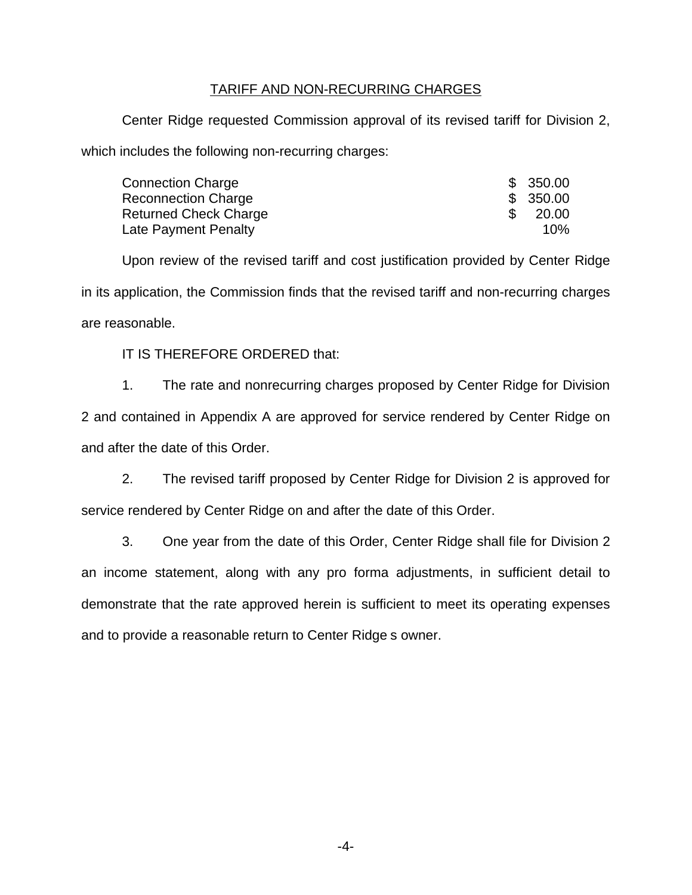## TARIFF AND NON-RECURRING CHARGES

Center Ridge requested Commission approval of its revised tariff for Division 2, which includes the following non-recurring charges:

| | |
|---|---|
| Connection Charge | $ 350.00 |
| Reconnection Charge | $ 350.00 |
| Returned Check Charge | $ 20.00 |
| Late Payment Penalty | 10% |

Upon review of the revised tariff and cost justification provided by Center Ridge in its application, the Commission finds that the revised tariff and non-recurring charges are reasonable.

IT IS THEREFORE ORDERED that:

1. The rate and nonrecurring charges proposed by Center Ridge for Division 2 and contained in Appendix A are approved for service rendered by Center Ridge on and after the date of this Order.

2. The revised tariff proposed by Center Ridge for Division 2 is approved for service rendered by Center Ridge on and after the date of this Order.

3. One year from the date of this Order, Center Ridge shall file for Division 2 an income statement, along with any pro forma adjustments, in sufficient detail to demonstrate that the rate approved herein is sufficient to meet its operating expenses and to provide a reasonable return to Center Ridge s owner.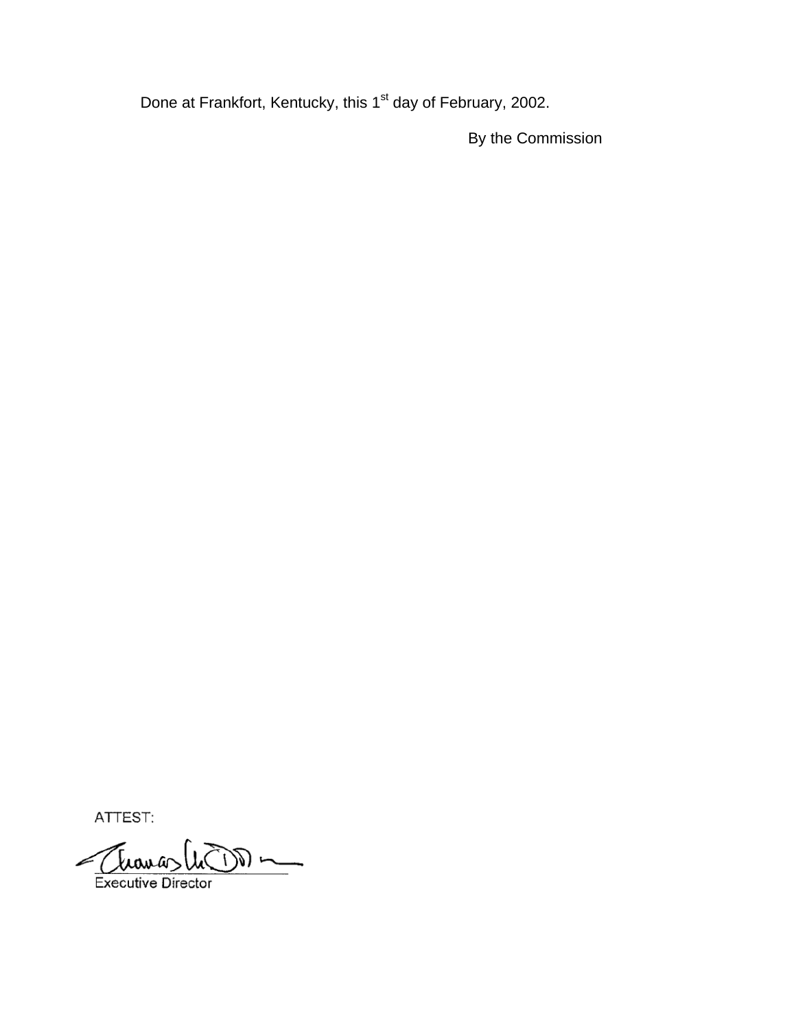Done at Frankfort, Kentucky, this 1st day of February, 2002.

By the Commission

ATTEST:

Executive Director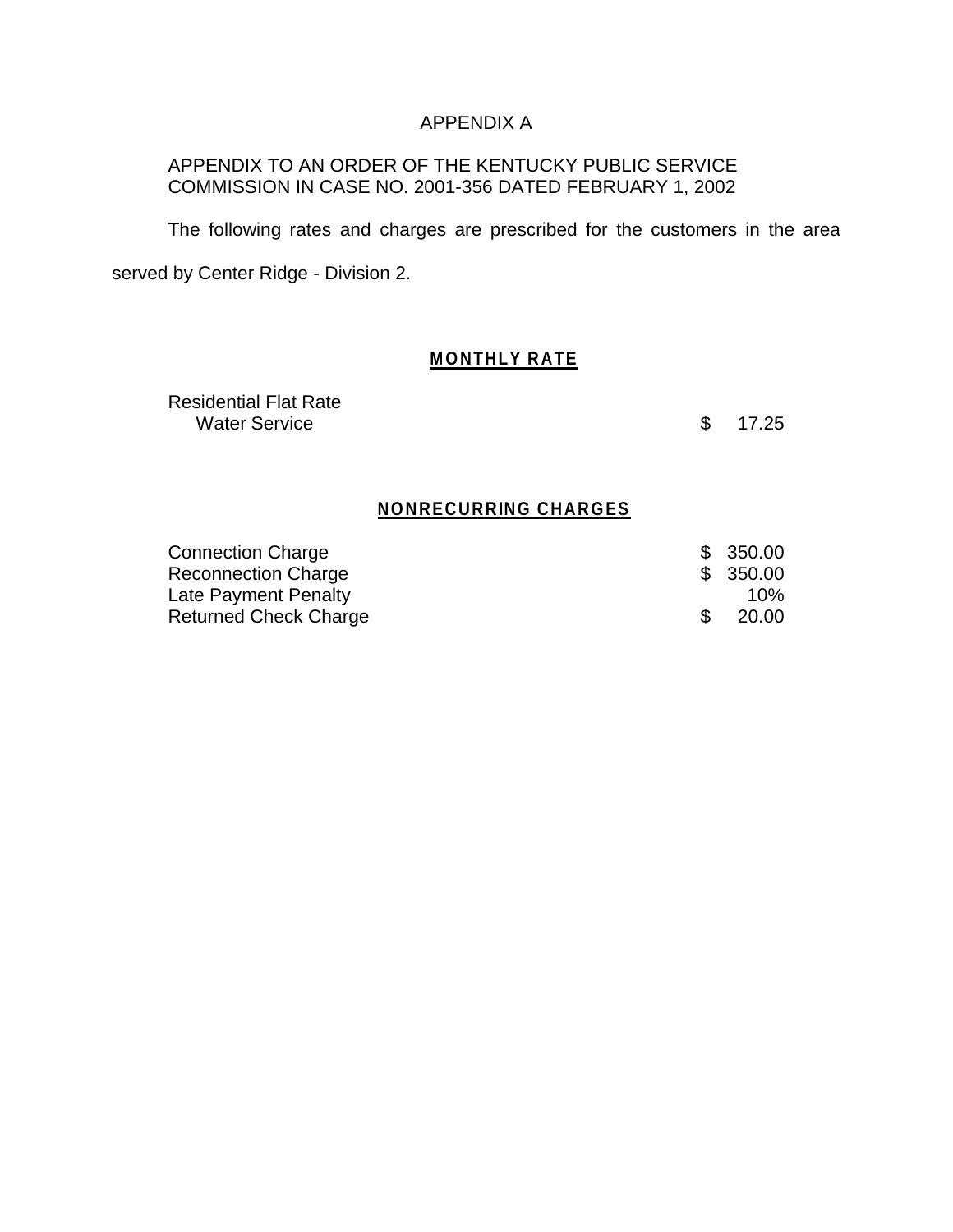APPENDIX A

APPENDIX TO AN ORDER OF THE KENTUCKY PUBLIC SERVICE COMMISSION IN CASE NO. 2001-356 DATED FEBRUARY 1, 2002

The following rates and charges are prescribed for the customers in the area served by Center Ridge - Division 2.

**MONTHLY RATE**

| | |
|---|---|
| Residential Flat Rate<br>Water Service | $ 17.25 |

**NONRECURRING CHARGES**

| | |
|---|---|
| Connection Charge | $ 350.00 |
| Reconnection Charge | $ 350.00 |
| Late Payment Penalty | 10% |
| Returned Check Charge | $ 20.00 |